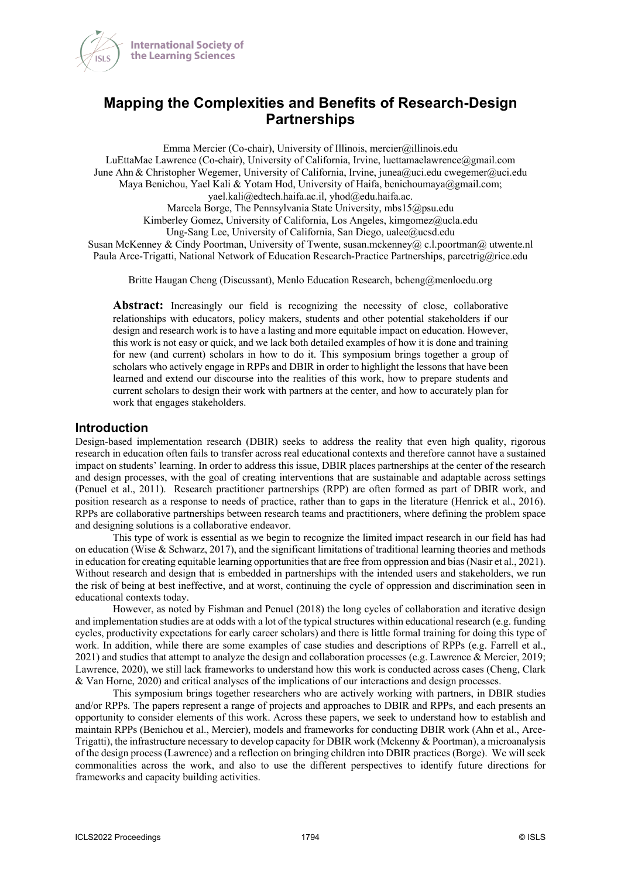# Mapping the Complexities and Benefits of Research-Design Partnerships

Emma Mercier (Co-chair), University of Illinois, mercier@illinois.edu
LuEttaMae Lawrence (Co-chair), University of California, Irvine, luettamaelawrence@gmail.com
June Ahn & Christopher Wegemer, University of California, Irvine, junea@uci.edu cwegemer@uci.edu
Maya Benichou, Yael Kali & Yotam Hod, University of Haifa, benichoumaya@gmail.com; yael.kali@edtech.haifa.ac.il, yhod@edu.haifa.ac.
Marcela Borge, The Pennsylvania State University, mbs15@psu.edu
Kimberley Gomez, University of California, Los Angeles, kimgomez@ucla.edu
Ung-Sang Lee, University of California, San Diego, ualee@ucsd.edu
Susan McKenney & Cindy Poortman, University of Twente, susan.mckenney@ c.l.poortman@ utwente.nl
Paula Arce-Trigatti, National Network of Education Research-Practice Partnerships, parcetrig@rice.edu

Britte Haugan Cheng (Discussant), Menlo Education Research, bcheng@menloedu.org

**Abstract:** Increasingly our field is recognizing the necessity of close, collaborative relationships with educators, policy makers, students and other potential stakeholders if our design and research work is to have a lasting and more equitable impact on education. However, this work is not easy or quick, and we lack both detailed examples of how it is done and training for new (and current) scholars in how to do it. This symposium brings together a group of scholars who actively engage in RPPs and DBIR in order to highlight the lessons that have been learned and extend our discourse into the realities of this work, how to prepare students and current scholars to design their work with partners at the center, and how to accurately plan for work that engages stakeholders.

## Introduction

Design-based implementation research (DBIR) seeks to address the reality that even high quality, rigorous research in education often fails to transfer across real educational contexts and therefore cannot have a sustained impact on students' learning. In order to address this issue, DBIR places partnerships at the center of the research and design processes, with the goal of creating interventions that are sustainable and adaptable across settings (Penuel et al., 2011). Research practitioner partnerships (RPP) are often formed as part of DBIR work, and position research as a response to needs of practice, rather than to gaps in the literature (Henrick et al., 2016). RPPs are collaborative partnerships between research teams and practitioners, where defining the problem space and designing solutions is a collaborative endeavor.

This type of work is essential as we begin to recognize the limited impact research in our field has had on education (Wise & Schwarz, 2017), and the significant limitations of traditional learning theories and methods in education for creating equitable learning opportunities that are free from oppression and bias (Nasir et al., 2021). Without research and design that is embedded in partnerships with the intended users and stakeholders, we run the risk of being at best ineffective, and at worst, continuing the cycle of oppression and discrimination seen in educational contexts today.

However, as noted by Fishman and Penuel (2018) the long cycles of collaboration and iterative design and implementation studies are at odds with a lot of the typical structures within educational research (e.g. funding cycles, productivity expectations for early career scholars) and there is little formal training for doing this type of work. In addition, while there are some examples of case studies and descriptions of RPPs (e.g. Farrell et al., 2021) and studies that attempt to analyze the design and collaboration processes (e.g. Lawrence & Mercier, 2019; Lawrence, 2020), we still lack frameworks to understand how this work is conducted across cases (Cheng, Clark & Van Horne, 2020) and critical analyses of the implications of our interactions and design processes.

This symposium brings together researchers who are actively working with partners, in DBIR studies and/or RPPs. The papers represent a range of projects and approaches to DBIR and RPPs, and each presents an opportunity to consider elements of this work. Across these papers, we seek to understand how to establish and maintain RPPs (Benichou et al., Mercier), models and frameworks for conducting DBIR work (Ahn et al., Arce-Trigatti), the infrastructure necessary to develop capacity for DBIR work (Mckenny & Poortman), a microanalysis of the design process (Lawrence) and a reflection on bringing children into DBIR practices (Borge). We will seek commonalities across the work, and also to use the different perspectives to identify future directions for frameworks and capacity building activities.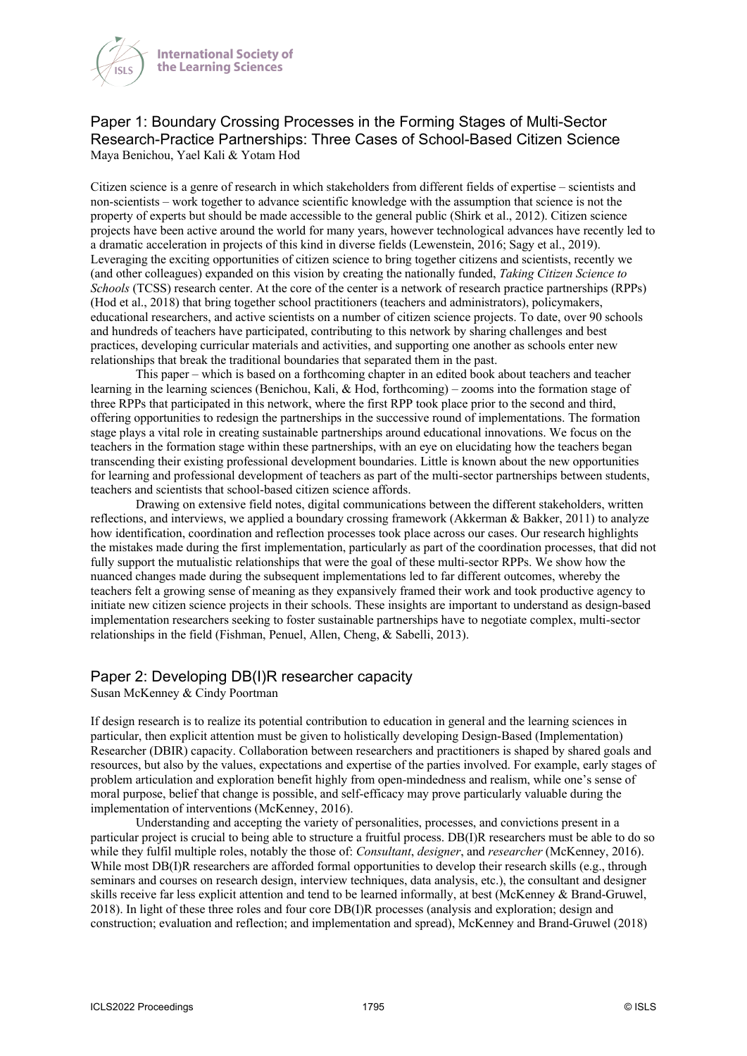## Paper 1: Boundary Crossing Processes in the Forming Stages of Multi-Sector Research-Practice Partnerships: Three Cases of School-Based Citizen Science

Maya Benichou, Yael Kali & Yotam Hod

Citizen science is a genre of research in which stakeholders from different fields of expertise – scientists and non-scientists – work together to advance scientific knowledge with the assumption that science is not the property of experts but should be made accessible to the general public (Shirk et al., 2012). Citizen science projects have been active around the world for many years, however technological advances have recently led to a dramatic acceleration in projects of this kind in diverse fields (Lewenstein, 2016; Sagy et al., 2019). Leveraging the exciting opportunities of citizen science to bring together citizens and scientists, recently we (and other colleagues) expanded on this vision by creating the nationally funded, *Taking Citizen Science to Schools* (TCSS) research center. At the core of the center is a network of research practice partnerships (RPPs) (Hod et al., 2018) that bring together school practitioners (teachers and administrators), policymakers, educational researchers, and active scientists on a number of citizen science projects. To date, over 90 schools and hundreds of teachers have participated, contributing to this network by sharing challenges and best practices, developing curricular materials and activities, and supporting one another as schools enter new relationships that break the traditional boundaries that separated them in the past.

This paper – which is based on a forthcoming chapter in an edited book about teachers and teacher learning in the learning sciences (Benichou, Kali, & Hod, forthcoming) – zooms into the formation stage of three RPPs that participated in this network, where the first RPP took place prior to the second and third, offering opportunities to redesign the partnerships in the successive round of implementations. The formation stage plays a vital role in creating sustainable partnerships around educational innovations. We focus on the teachers in the formation stage within these partnerships, with an eye on elucidating how the teachers began transcending their existing professional development boundaries. Little is known about the new opportunities for learning and professional development of teachers as part of the multi-sector partnerships between students, teachers and scientists that school-based citizen science affords.

Drawing on extensive field notes, digital communications between the different stakeholders, written reflections, and interviews, we applied a boundary crossing framework (Akkerman & Bakker, 2011) to analyze how identification, coordination and reflection processes took place across our cases. Our research highlights the mistakes made during the first implementation, particularly as part of the coordination processes, that did not fully support the mutualistic relationships that were the goal of these multi-sector RPPs. We show how the nuanced changes made during the subsequent implementations led to far different outcomes, whereby the teachers felt a growing sense of meaning as they expansively framed their work and took productive agency to initiate new citizen science projects in their schools. These insights are important to understand as design-based implementation researchers seeking to foster sustainable partnerships have to negotiate complex, multi-sector relationships in the field (Fishman, Penuel, Allen, Cheng, & Sabelli, 2013).

## Paper 2: Developing DB(I)R researcher capacity

Susan McKenney & Cindy Poortman

If design research is to realize its potential contribution to education in general and the learning sciences in particular, then explicit attention must be given to holistically developing Design-Based (Implementation) Researcher (DBIR) capacity. Collaboration between researchers and practitioners is shaped by shared goals and resources, but also by the values, expectations and expertise of the parties involved. For example, early stages of problem articulation and exploration benefit highly from open-mindedness and realism, while one's sense of moral purpose, belief that change is possible, and self-efficacy may prove particularly valuable during the implementation of interventions (McKenney, 2016).

Understanding and accepting the variety of personalities, processes, and convictions present in a particular project is crucial to being able to structure a fruitful process. DB(I)R researchers must be able to do so while they fulfil multiple roles, notably the those of: *Consultant*, *designer*, and *researcher* (McKenney, 2016). While most DB(I)R researchers are afforded formal opportunities to develop their research skills (e.g., through seminars and courses on research design, interview techniques, data analysis, etc.), the consultant and designer skills receive far less explicit attention and tend to be learned informally, at best (McKenney & Brand-Gruwel, 2018). In light of these three roles and four core DB(I)R processes (analysis and exploration; design and construction; evaluation and reflection; and implementation and spread), McKenney and Brand-Gruwel (2018)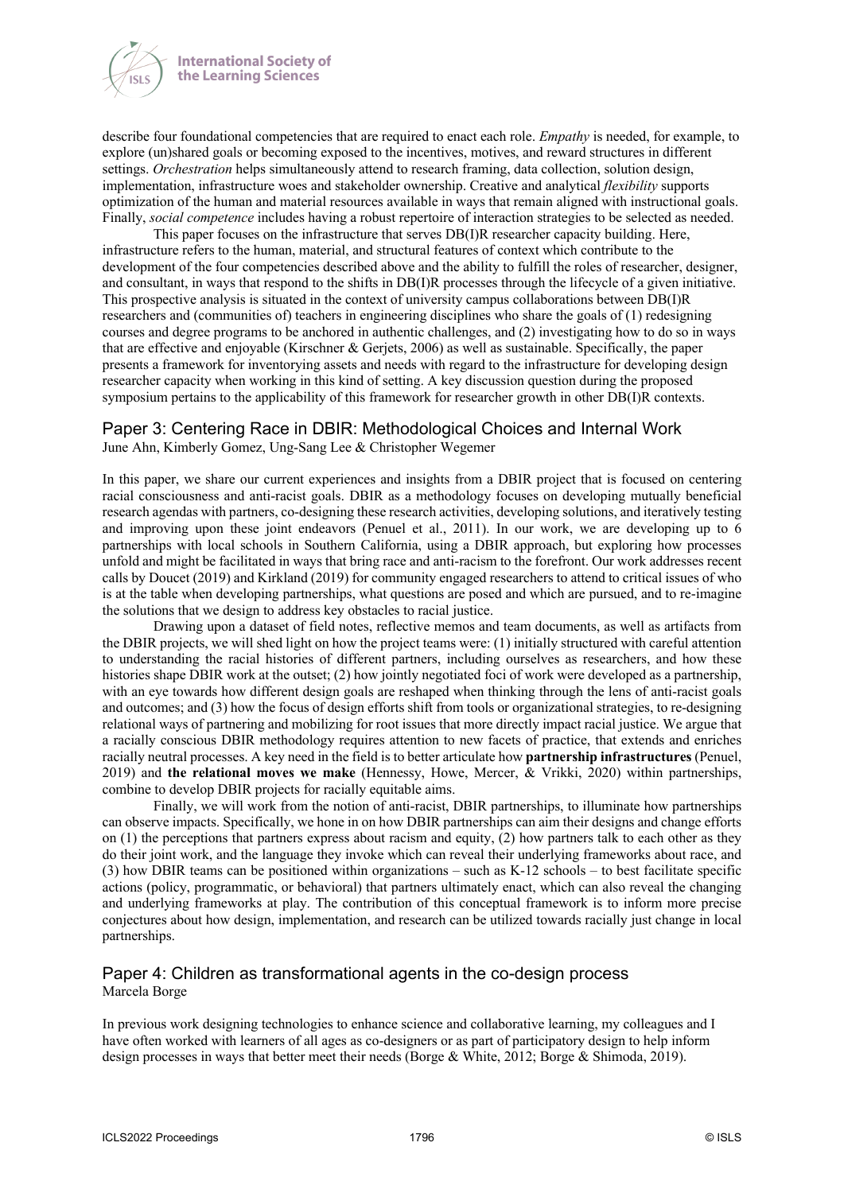describe four foundational competencies that are required to enact each role. *Empathy* is needed, for example, to explore (un)shared goals or becoming exposed to the incentives, motives, and reward structures in different settings. *Orchestration* helps simultaneously attend to research framing, data collection, solution design, implementation, infrastructure woes and stakeholder ownership. Creative and analytical *flexibility* supports optimization of the human and material resources available in ways that remain aligned with instructional goals. Finally, *social competence* includes having a robust repertoire of interaction strategies to be selected as needed.

This paper focuses on the infrastructure that serves DB(I)R researcher capacity building. Here, infrastructure refers to the human, material, and structural features of context which contribute to the development of the four competencies described above and the ability to fulfill the roles of researcher, designer, and consultant, in ways that respond to the shifts in DB(I)R processes through the lifecycle of a given initiative. This prospective analysis is situated in the context of university campus collaborations between DB(I)R researchers and (communities of) teachers in engineering disciplines who share the goals of (1) redesigning courses and degree programs to be anchored in authentic challenges, and (2) investigating how to do so in ways that are effective and enjoyable (Kirschner & Gerjets, 2006) as well as sustainable. Specifically, the paper presents a framework for inventorying assets and needs with regard to the infrastructure for developing design researcher capacity when working in this kind of setting. A key discussion question during the proposed symposium pertains to the applicability of this framework for researcher growth in other DB(I)R contexts.

## Paper 3: Centering Race in DBIR: Methodological Choices and Internal Work

June Ahn, Kimberly Gomez, Ung-Sang Lee & Christopher Wegemer

In this paper, we share our current experiences and insights from a DBIR project that is focused on centering racial consciousness and anti-racist goals. DBIR as a methodology focuses on developing mutually beneficial research agendas with partners, co-designing these research activities, developing solutions, and iteratively testing and improving upon these joint endeavors (Penuel et al., 2011). In our work, we are developing up to 6 partnerships with local schools in Southern California, using a DBIR approach, but exploring how processes unfold and might be facilitated in ways that bring race and anti-racism to the forefront. Our work addresses recent calls by Doucet (2019) and Kirkland (2019) for community engaged researchers to attend to critical issues of who is at the table when developing partnerships, what questions are posed and which are pursued, and to re-imagine the solutions that we design to address key obstacles to racial justice.

Drawing upon a dataset of field notes, reflective memos and team documents, as well as artifacts from the DBIR projects, we will shed light on how the project teams were: (1) initially structured with careful attention to understanding the racial histories of different partners, including ourselves as researchers, and how these histories shape DBIR work at the outset; (2) how jointly negotiated foci of work were developed as a partnership, with an eye towards how different design goals are reshaped when thinking through the lens of anti-racist goals and outcomes; and (3) how the focus of design efforts shift from tools or organizational strategies, to re-designing relational ways of partnering and mobilizing for root issues that more directly impact racial justice. We argue that a racially conscious DBIR methodology requires attention to new facets of practice, that extends and enriches racially neutral processes. A key need in the field is to better articulate how **partnership infrastructures** (Penuel, 2019) and **the relational moves we make** (Hennessy, Howe, Mercer, & Vrikki, 2020) within partnerships, combine to develop DBIR projects for racially equitable aims.

Finally, we will work from the notion of anti-racist, DBIR partnerships, to illuminate how partnerships can observe impacts. Specifically, we hone in on how DBIR partnerships can aim their designs and change efforts on (1) the perceptions that partners express about racism and equity, (2) how partners talk to each other as they do their joint work, and the language they invoke which can reveal their underlying frameworks about race, and (3) how DBIR teams can be positioned within organizations – such as K-12 schools – to best facilitate specific actions (policy, programmatic, or behavioral) that partners ultimately enact, which can also reveal the changing and underlying frameworks at play. The contribution of this conceptual framework is to inform more precise conjectures about how design, implementation, and research can be utilized towards racially just change in local partnerships.

## Paper 4: Children as transformational agents in the co-design process

Marcela Borge

In previous work designing technologies to enhance science and collaborative learning, my colleagues and I have often worked with learners of all ages as co-designers or as part of participatory design to help inform design processes in ways that better meet their needs (Borge & White, 2012; Borge & Shimoda, 2019).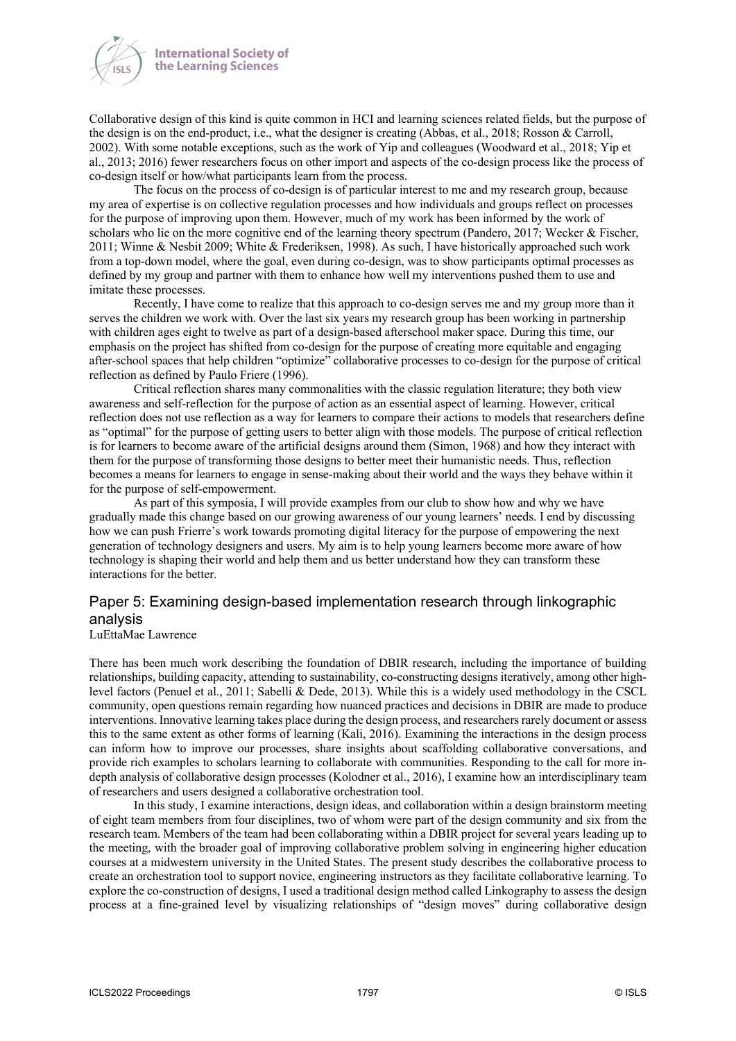Collaborative design of this kind is quite common in HCI and learning sciences related fields, but the purpose of the design is on the end-product, i.e., what the designer is creating (Abbas, et al., 2018; Rosson & Carroll, 2002). With some notable exceptions, such as the work of Yip and colleagues (Woodward et al., 2018; Yip et al., 2013; 2016) fewer researchers focus on other import and aspects of the co-design process like the process of co-design itself or how/what participants learn from the process.

The focus on the process of co-design is of particular interest to me and my research group, because my area of expertise is on collective regulation processes and how individuals and groups reflect on processes for the purpose of improving upon them. However, much of my work has been informed by the work of scholars who lie on the more cognitive end of the learning theory spectrum (Pandero, 2017; Wecker & Fischer, 2011; Winne & Nesbit 2009; White & Frederiksen, 1998). As such, I have historically approached such work from a top-down model, where the goal, even during co-design, was to show participants optimal processes as defined by my group and partner with them to enhance how well my interventions pushed them to use and imitate these processes.

Recently, I have come to realize that this approach to co-design serves me and my group more than it serves the children we work with. Over the last six years my research group has been working in partnership with children ages eight to twelve as part of a design-based afterschool maker space. During this time, our emphasis on the project has shifted from co-design for the purpose of creating more equitable and engaging after-school spaces that help children "optimize" collaborative processes to co-design for the purpose of critical reflection as defined by Paulo Friere (1996).

Critical reflection shares many commonalities with the classic regulation literature; they both view awareness and self-reflection for the purpose of action as an essential aspect of learning. However, critical reflection does not use reflection as a way for learners to compare their actions to models that researchers define as "optimal" for the purpose of getting users to better align with those models. The purpose of critical reflection is for learners to become aware of the artificial designs around them (Simon, 1968) and how they interact with them for the purpose of transforming those designs to better meet their humanistic needs. Thus, reflection becomes a means for learners to engage in sense-making about their world and the ways they behave within it for the purpose of self-empowerment.

As part of this symposia, I will provide examples from our club to show how and why we have gradually made this change based on our growing awareness of our young learners' needs. I end by discussing how we can push Frierre's work towards promoting digital literacy for the purpose of empowering the next generation of technology designers and users. My aim is to help young learners become more aware of how technology is shaping their world and help them and us better understand how they can transform these interactions for the better.

## Paper 5: Examining design-based implementation research through linkographic analysis

LuEttaMae Lawrence

There has been much work describing the foundation of DBIR research, including the importance of building relationships, building capacity, attending to sustainability, co-constructing designs iteratively, among other high-level factors (Penuel et al., 2011; Sabelli & Dede, 2013). While this is a widely used methodology in the CSCL community, open questions remain regarding how nuanced practices and decisions in DBIR are made to produce interventions. Innovative learning takes place during the design process, and researchers rarely document or assess this to the same extent as other forms of learning (Kali, 2016). Examining the interactions in the design process can inform how to improve our processes, share insights about scaffolding collaborative conversations, and provide rich examples to scholars learning to collaborate with communities. Responding to the call for more in-depth analysis of collaborative design processes (Kolodner et al., 2016), I examine how an interdisciplinary team of researchers and users designed a collaborative orchestration tool.

In this study, I examine interactions, design ideas, and collaboration within a design brainstorm meeting of eight team members from four disciplines, two of whom were part of the design community and six from the research team. Members of the team had been collaborating within a DBIR project for several years leading up to the meeting, with the broader goal of improving collaborative problem solving in engineering higher education courses at a midwestern university in the United States. The present study describes the collaborative process to create an orchestration tool to support novice, engineering instructors as they facilitate collaborative learning. To explore the co-construction of designs, I used a traditional design method called Linkography to assess the design process at a fine-grained level by visualizing relationships of "design moves" during collaborative design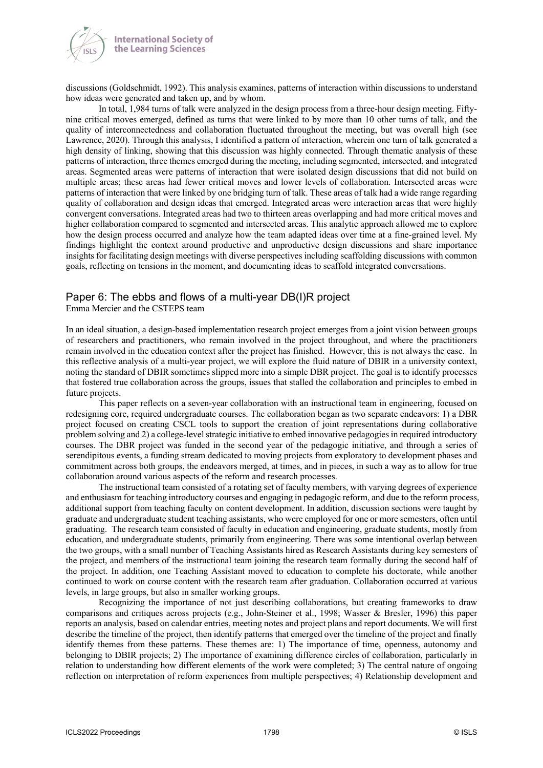discussions (Goldschmidt, 1992). This analysis examines, patterns of interaction within discussions to understand how ideas were generated and taken up, and by whom.

In total, 1,984 turns of talk were analyzed in the design process from a three-hour design meeting. Fifty-nine critical moves emerged, defined as turns that were linked to by more than 10 other turns of talk, and the quality of interconnectedness and collaboration fluctuated throughout the meeting, but was overall high (see Lawrence, 2020). Through this analysis, I identified a pattern of interaction, wherein one turn of talk generated a high density of linking, showing that this discussion was highly connected. Through thematic analysis of these patterns of interaction, three themes emerged during the meeting, including segmented, intersected, and integrated areas. Segmented areas were patterns of interaction that were isolated design discussions that did not build on multiple areas; these areas had fewer critical moves and lower levels of collaboration. Intersected areas were patterns of interaction that were linked by one bridging turn of talk. These areas of talk had a wide range regarding quality of collaboration and design ideas that emerged. Integrated areas were interaction areas that were highly convergent conversations. Integrated areas had two to thirteen areas overlapping and had more critical moves and higher collaboration compared to segmented and intersected areas. This analytic approach allowed me to explore how the design process occurred and analyze how the team adapted ideas over time at a fine-grained level. My findings highlight the context around productive and unproductive design discussions and share importance insights for facilitating design meetings with diverse perspectives including scaffolding discussions with common goals, reflecting on tensions in the moment, and documenting ideas to scaffold integrated conversations.

## Paper 6: The ebbs and flows of a multi-year DB(I)R project

Emma Mercier and the CSTEPS team

In an ideal situation, a design-based implementation research project emerges from a joint vision between groups of researchers and practitioners, who remain involved in the project throughout, and where the practitioners remain involved in the education context after the project has finished. However, this is not always the case. In this reflective analysis of a multi-year project, we will explore the fluid nature of DBIR in a university context, noting the standard of DBIR sometimes slipped more into a simple DBR project. The goal is to identify processes that fostered true collaboration across the groups, issues that stalled the collaboration and principles to embed in future projects.

This paper reflects on a seven-year collaboration with an instructional team in engineering, focused on redesigning core, required undergraduate courses. The collaboration began as two separate endeavors: 1) a DBR project focused on creating CSCL tools to support the creation of joint representations during collaborative problem solving and 2) a college-level strategic initiative to embed innovative pedagogies in required introductory courses. The DBR project was funded in the second year of the pedagogic initiative, and through a series of serendipitous events, a funding stream dedicated to moving projects from exploratory to development phases and commitment across both groups, the endeavors merged, at times, and in pieces, in such a way as to allow for true collaboration around various aspects of the reform and research processes.

The instructional team consisted of a rotating set of faculty members, with varying degrees of experience and enthusiasm for teaching introductory courses and engaging in pedagogic reform, and due to the reform process, additional support from teaching faculty on content development. In addition, discussion sections were taught by graduate and undergraduate student teaching assistants, who were employed for one or more semesters, often until graduating. The research team consisted of faculty in education and engineering, graduate students, mostly from education, and undergraduate students, primarily from engineering. There was some intentional overlap between the two groups, with a small number of Teaching Assistants hired as Research Assistants during key semesters of the project, and members of the instructional team joining the research team formally during the second half of the project. In addition, one Teaching Assistant moved to education to complete his doctorate, while another continued to work on course content with the research team after graduation. Collaboration occurred at various levels, in large groups, but also in smaller working groups.

Recognizing the importance of not just describing collaborations, but creating frameworks to draw comparisons and critiques across projects (e.g., John-Steiner et al., 1998; Wasser & Bresler, 1996) this paper reports an analysis, based on calendar entries, meeting notes and project plans and report documents. We will first describe the timeline of the project, then identify patterns that emerged over the timeline of the project and finally identify themes from these patterns. These themes are: 1) The importance of time, openness, autonomy and belonging to DBIR projects; 2) The importance of examining difference circles of collaboration, particularly in relation to understanding how different elements of the work were completed; 3) The central nature of ongoing reflection on interpretation of reform experiences from multiple perspectives; 4) Relationship development and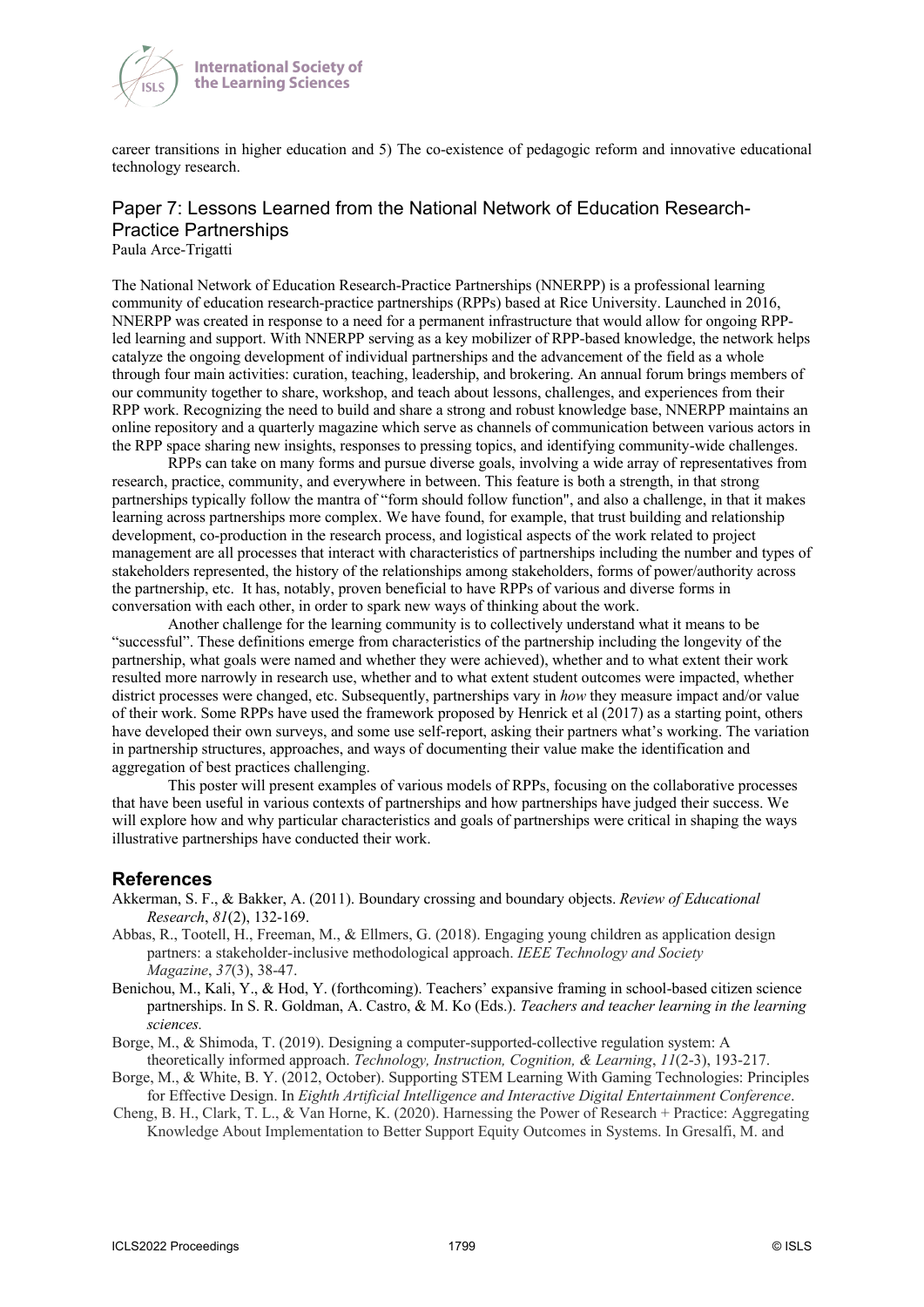career transitions in higher education and 5) The co-existence of pedagogic reform and innovative educational technology research.

## Paper 7: Lessons Learned from the National Network of Education Research-Practice Partnerships

Paula Arce-Trigatti

The National Network of Education Research-Practice Partnerships (NNERPP) is a professional learning community of education research-practice partnerships (RPPs) based at Rice University. Launched in 2016, NNERPP was created in response to a need for a permanent infrastructure that would allow for ongoing RPP-led learning and support. With NNERPP serving as a key mobilizer of RPP-based knowledge, the network helps catalyze the ongoing development of individual partnerships and the advancement of the field as a whole through four main activities: curation, teaching, leadership, and brokering. An annual forum brings members of our community together to share, workshop, and teach about lessons, challenges, and experiences from their RPP work. Recognizing the need to build and share a strong and robust knowledge base, NNERPP maintains an online repository and a quarterly magazine which serve as channels of communication between various actors in the RPP space sharing new insights, responses to pressing topics, and identifying community-wide challenges.

RPPs can take on many forms and pursue diverse goals, involving a wide array of representatives from research, practice, community, and everywhere in between. This feature is both a strength, in that strong partnerships typically follow the mantra of "form should follow function", and also a challenge, in that it makes learning across partnerships more complex. We have found, for example, that trust building and relationship development, co-production in the research process, and logistical aspects of the work related to project management are all processes that interact with characteristics of partnerships including the number and types of stakeholders represented, the history of the relationships among stakeholders, forms of power/authority across the partnership, etc. It has, notably, proven beneficial to have RPPs of various and diverse forms in conversation with each other, in order to spark new ways of thinking about the work.

Another challenge for the learning community is to collectively understand what it means to be "successful". These definitions emerge from characteristics of the partnership including the longevity of the partnership, what goals were named and whether they were achieved), whether and to what extent their work resulted more narrowly in research use, whether and to what extent student outcomes were impacted, whether district processes were changed, etc. Subsequently, partnerships vary in *how* they measure impact and/or value of their work. Some RPPs have used the framework proposed by Henrick et al (2017) as a starting point, others have developed their own surveys, and some use self-report, asking their partners what's working. The variation in partnership structures, approaches, and ways of documenting their value make the identification and aggregation of best practices challenging.

This poster will present examples of various models of RPPs, focusing on the collaborative processes that have been useful in various contexts of partnerships and how partnerships have judged their success. We will explore how and why particular characteristics and goals of partnerships were critical in shaping the ways illustrative partnerships have conducted their work.

## References

Akkerman, S. F., & Bakker, A. (2011). Boundary crossing and boundary objects. *Review of Educational Research*, *81*(2), 132-169.

Abbas, R., Tootell, H., Freeman, M., & Ellmers, G. (2018). Engaging young children as application design partners: a stakeholder-inclusive methodological approach. *IEEE Technology and Society Magazine*, *37*(3), 38-47.

Benichou, M., Kali, Y., & Hod, Y. (forthcoming). Teachers' expansive framing in school-based citizen science partnerships. In S. R. Goldman, A. Castro, & M. Ko (Eds.). *Teachers and teacher learning in the learning sciences.*

Borge, M., & Shimoda, T. (2019). Designing a computer-supported-collective regulation system: A theoretically informed approach. *Technology, Instruction, Cognition, & Learning*, *11*(2-3), 193-217.

Borge, M., & White, B. Y. (2012, October). Supporting STEM Learning With Gaming Technologies: Principles for Effective Design. In *Eighth Artificial Intelligence and Interactive Digital Entertainment Conference*.

Cheng, B. H., Clark, T. L., & Van Horne, K. (2020). Harnessing the Power of Research + Practice: Aggregating Knowledge About Implementation to Better Support Equity Outcomes in Systems. In Gresalfi, M. and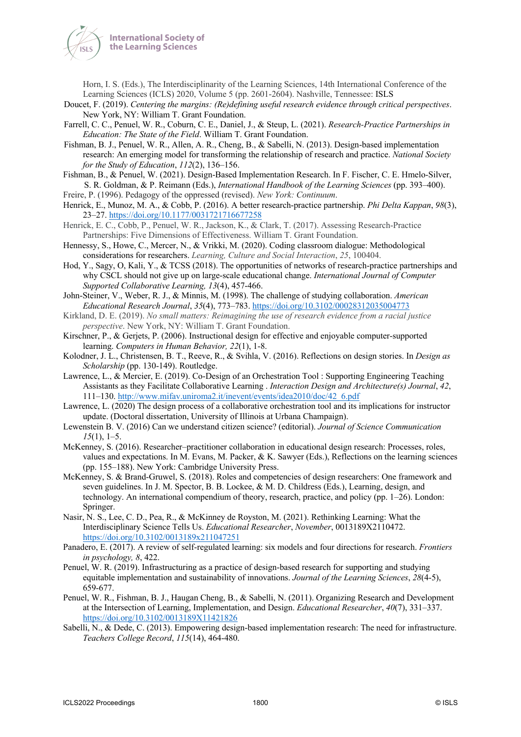Horn, I. S. (Eds.), The Interdisciplinarity of the Learning Sciences, 14th International Conference of the Learning Sciences (ICLS) 2020, Volume 5 (pp. 2601-2604). Nashville, Tennessee: ISLS

Doucet, F. (2019). *Centering the margins: (Re)defining useful research evidence through critical perspectives*. New York, NY: William T. Grant Foundation.

Farrell, C. C., Penuel, W. R., Coburn, C. E., Daniel, J., & Steup, L. (2021). *Research-Practice Partnerships in Education: The State of the Field*. William T. Grant Foundation.

Fishman, B. J., Penuel, W. R., Allen, A. R., Cheng, B., & Sabelli, N. (2013). Design-based implementation research: An emerging model for transforming the relationship of research and practice. *National Society for the Study of Education*, *112*(2), 136–156.

Fishman, B., & Penuel, W. (2021). Design-Based Implementation Research. In F. Fischer, C. E. Hmelo-Silver, S. R. Goldman, & P. Reimann (Eds.), *International Handbook of the Learning Sciences* (pp. 393–400).

Freire, P. (1996). Pedagogy of the oppressed (revised). *New York: Continuum*.

Henrick, E., Munoz, M. A., & Cobb, P. (2016). A better research-practice partnership. *Phi Delta Kappan*, *98*(3), 23–27. https://doi.org/10.1177/0031721716677258

Henrick, E. C., Cobb, P., Penuel, W. R., Jackson, K., & Clark, T. (2017). Assessing Research-Practice Partnerships: Five Dimensions of Effectiveness. William T. Grant Foundation.

Hennessy, S., Howe, C., Mercer, N., & Vrikki, M. (2020). Coding classroom dialogue: Methodological considerations for researchers. *Learning, Culture and Social Interaction*, *25*, 100404.

Hod, Y., Sagy, O, Kali, Y., & TCSS (2018). The opportunities of networks of research-practice partnerships and why CSCL should not give up on large-scale educational change. *International Journal of Computer Supported Collaborative Learning, 13*(4), 457-466.

John-Steiner, V., Weber, R. J., & Minnis, M. (1998). The challenge of studying collaboration. *American Educational Research Journal*, *35*(4), 773–783. https://doi.org/10.3102/00028312035004773

Kirkland, D. E. (2019). *No small matters: Reimagining the use of research evidence from a racial justice perspective*. New York, NY: William T. Grant Foundation.

Kirschner, P., & Gerjets, P. (2006). Instructional design for effective and enjoyable computer-supported learning. *Computers in Human Behavior, 22*(1), 1-8.

Kolodner, J. L., Christensen, B. T., Reeve, R., & Svihla, V. (2016). Reflections on design stories. In *Design as Scholarship* (pp. 130-149). Routledge.

Lawrence, L., & Mercier, E. (2019). Co-Design of an Orchestration Tool : Supporting Engineering Teaching Assistants as they Facilitate Collaborative Learning . *Interaction Design and Architecture(s) Journal*, *42*, 111–130. http://www.mifav.uniroma2.it/inevent/events/idea2010/doc/42_6.pdf

Lawrence, L. (2020) The design process of a collaborative orchestration tool and its implications for instructor update. (Doctoral dissertation, University of Illinois at Urbana Champaign).

Lewenstein B. V. (2016) Can we understand citizen science? (editorial). *Journal of Science Communication 15*(1), 1–5.

McKenney, S. (2016). Researcher–practitioner collaboration in educational design research: Processes, roles, values and expectations. In M. Evans, M. Packer, & K. Sawyer (Eds.), Reflections on the learning sciences (pp. 155–188). New York: Cambridge University Press.

McKenney, S. & Brand-Gruwel, S. (2018). Roles and competencies of design researchers: One framework and seven guidelines. In J. M. Spector, B. B. Lockee, & M. D. Childress (Eds.), Learning, design, and technology. An international compendium of theory, research, practice, and policy (pp. 1–26). London: Springer.

Nasir, N. S., Lee, C. D., Pea, R., & McKinney de Royston, M. (2021). Rethinking Learning: What the Interdisciplinary Science Tells Us. *Educational Researcher*, *November*, 0013189X2110472. https://doi.org/10.3102/0013189x211047251

Panadero, E. (2017). A review of self-regulated learning: six models and four directions for research. *Frontiers in psychology, 8*, 422.

Penuel, W. R. (2019). Infrastructuring as a practice of design-based research for supporting and studying equitable implementation and sustainability of innovations. *Journal of the Learning Sciences*, *28*(4-5), 659-677.

Penuel, W. R., Fishman, B. J., Haugan Cheng, B., & Sabelli, N. (2011). Organizing Research and Development at the Intersection of Learning, Implementation, and Design. *Educational Researcher*, *40*(7), 331–337. https://doi.org/10.3102/0013189X11421826

Sabelli, N., & Dede, C. (2013). Empowering design-based implementation research: The need for infrastructure. *Teachers College Record*, *115*(14), 464-480.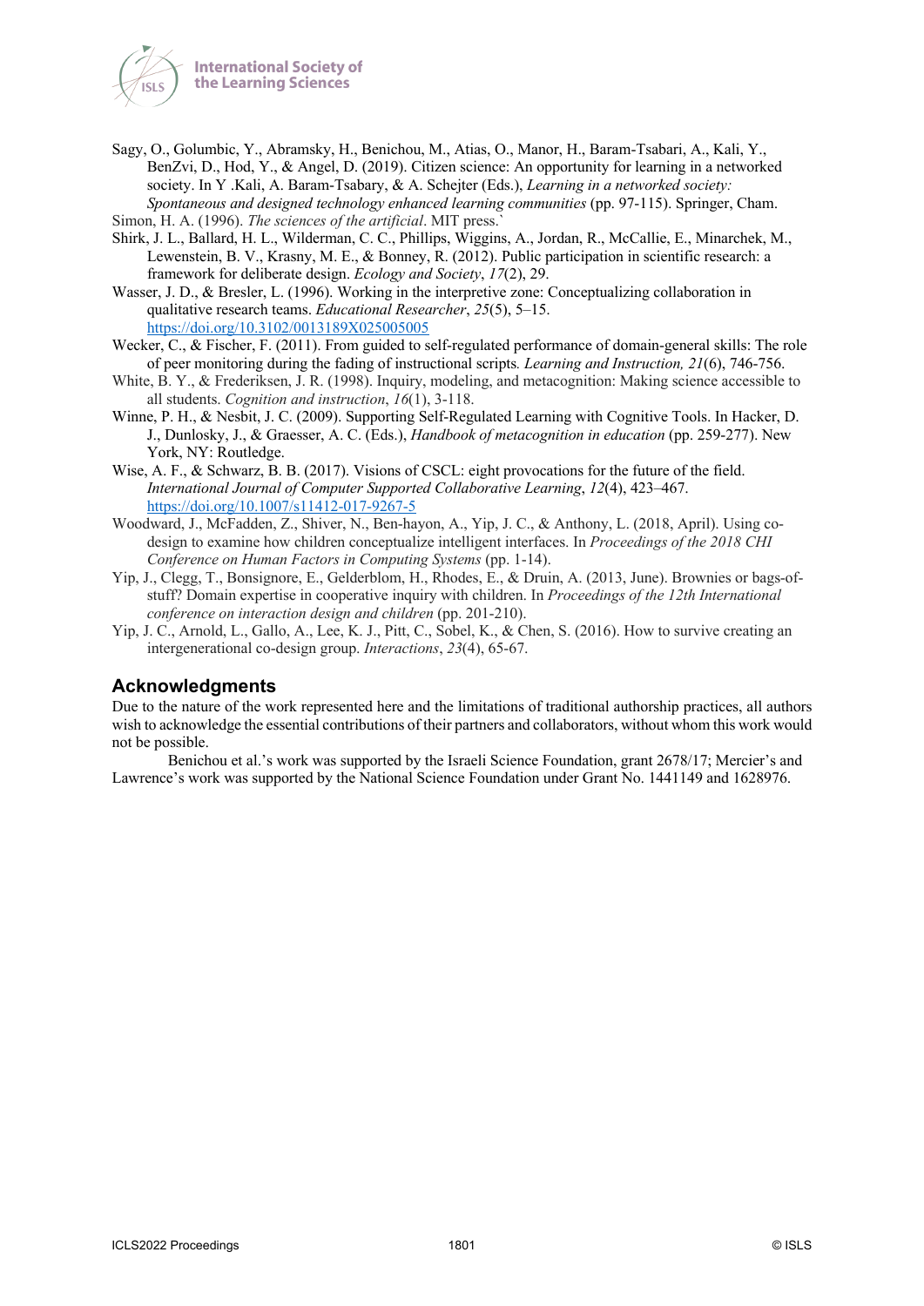Sagy, O., Golumbic, Y., Abramsky, H., Benichou, M., Atias, O., Manor, H., Baram-Tsabari, A., Kali, Y., BenZvi, D., Hod, Y., & Angel, D. (2019). Citizen science: An opportunity for learning in a networked society. In Y .Kali, A. Baram-Tsabary, & A. Schejter (Eds.), *Learning in a networked society: Spontaneous and designed technology enhanced learning communities* (pp. 97-115). Springer, Cham.

Simon, H. A. (1996). *The sciences of the artificial*. MIT press.`

Shirk, J. L., Ballard, H. L., Wilderman, C. C., Phillips, Wiggins, A., Jordan, R., McCallie, E., Minarchek, M., Lewenstein, B. V., Krasny, M. E., & Bonney, R. (2012). Public participation in scientific research: a framework for deliberate design. *Ecology and Society*, *17*(2), 29.

Wasser, J. D., & Bresler, L. (1996). Working in the interpretive zone: Conceptualizing collaboration in qualitative research teams. *Educational Researcher*, *25*(5), 5–15. https://doi.org/10.3102/0013189X025005005

Wecker, C., & Fischer, F. (2011). From guided to self-regulated performance of domain-general skills: The role of peer monitoring during the fading of instructional scripts*. Learning and Instruction, 21*(6), 746-756.

White, B. Y., & Frederiksen, J. R. (1998). Inquiry, modeling, and metacognition: Making science accessible to all students. *Cognition and instruction*, *16*(1), 3-118.

Winne, P. H., & Nesbit, J. C. (2009). Supporting Self-Regulated Learning with Cognitive Tools. In Hacker, D. J., Dunlosky, J., & Graesser, A. C. (Eds.), *Handbook of metacognition in education* (pp. 259-277). New York, NY: Routledge.

Wise, A. F., & Schwarz, B. B. (2017). Visions of CSCL: eight provocations for the future of the field. *International Journal of Computer Supported Collaborative Learning*, *12*(4), 423–467. https://doi.org/10.1007/s11412-017-9267-5

Woodward, J., McFadden, Z., Shiver, N., Ben-hayon, A., Yip, J. C., & Anthony, L. (2018, April). Using co-design to examine how children conceptualize intelligent interfaces. In *Proceedings of the 2018 CHI Conference on Human Factors in Computing Systems* (pp. 1-14).

Yip, J., Clegg, T., Bonsignore, E., Gelderblom, H., Rhodes, E., & Druin, A. (2013, June). Brownies or bags-of-stuff? Domain expertise in cooperative inquiry with children. In *Proceedings of the 12th International conference on interaction design and children* (pp. 201-210).

Yip, J. C., Arnold, L., Gallo, A., Lee, K. J., Pitt, C., Sobel, K., & Chen, S. (2016). How to survive creating an intergenerational co-design group. *Interactions*, *23*(4), 65-67.

## Acknowledgments

Due to the nature of the work represented here and the limitations of traditional authorship practices, all authors wish to acknowledge the essential contributions of their partners and collaborators, without whom this work would not be possible.

Benichou et al.'s work was supported by the Israeli Science Foundation, grant 2678/17; Mercier's and Lawrence's work was supported by the National Science Foundation under Grant No. 1441149 and 1628976.